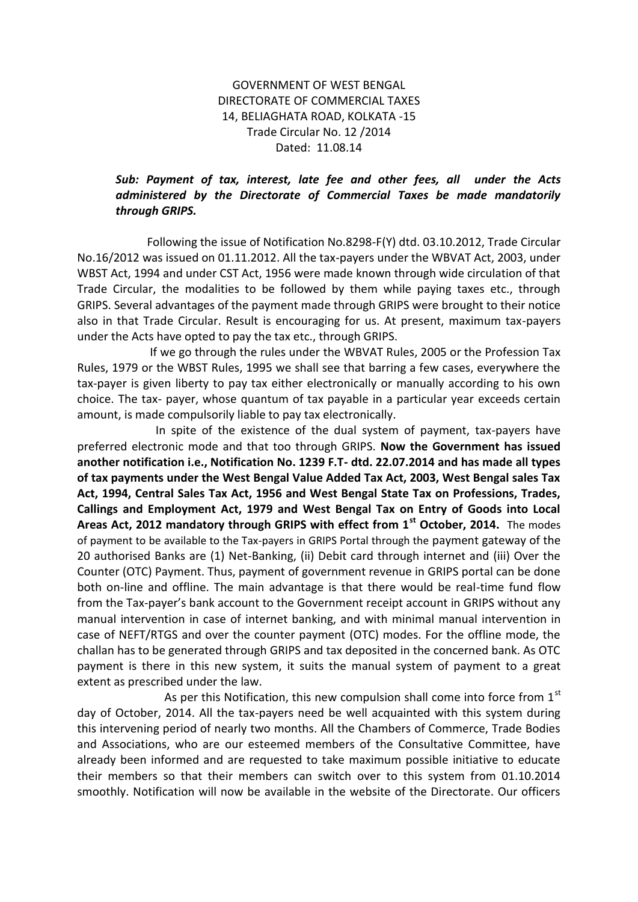GOVERNMENT OF WEST BENGAL
DIRECTORATE OF COMMERCIAL TAXES
14, BELIAGHATA ROAD, KOLKATA -15
Trade Circular No. 12 /2014
Dated: 11.08.14

***Sub: Payment of tax, interest, late fee and other fees, all under the Acts administered by the Directorate of Commercial Taxes be made mandatorily through GRIPS.***

Following the issue of Notification No.8298-F(Y) dtd. 03.10.2012, Trade Circular No.16/2012 was issued on 01.11.2012. All the tax-payers under the WBVAT Act, 2003, under WBST Act, 1994 and under CST Act, 1956 were made known through wide circulation of that Trade Circular, the modalities to be followed by them while paying taxes etc., through GRIPS. Several advantages of the payment made through GRIPS were brought to their notice also in that Trade Circular. Result is encouraging for us. At present, maximum tax-payers under the Acts have opted to pay the tax etc., through GRIPS.

If we go through the rules under the WBVAT Rules, 2005 or the Profession Tax Rules, 1979 or the WBST Rules, 1995 we shall see that barring a few cases, everywhere the tax-payer is given liberty to pay tax either electronically or manually according to his own choice. The tax- payer, whose quantum of tax payable in a particular year exceeds certain amount, is made compulsorily liable to pay tax electronically.

In spite of the existence of the dual system of payment, tax-payers have preferred electronic mode and that too through GRIPS. **Now the Government has issued another notification i.e., Notification No. 1239 F.T- dtd. 22.07.2014 and has made all types of tax payments under the West Bengal Value Added Tax Act, 2003, West Bengal sales Tax Act, 1994, Central Sales Tax Act, 1956 and West Bengal State Tax on Professions, Trades, Callings and Employment Act, 1979 and West Bengal Tax on Entry of Goods into Local Areas Act, 2012 mandatory through GRIPS with effect from 1st October, 2014.** The modes of payment to be available to the Tax-payers in GRIPS Portal through the payment gateway of the 20 authorised Banks are (1) Net-Banking, (ii) Debit card through internet and (iii) Over the Counter (OTC) Payment. Thus, payment of government revenue in GRIPS portal can be done both on-line and offline. The main advantage is that there would be real-time fund flow from the Tax-payer's bank account to the Government receipt account in GRIPS without any manual intervention in case of internet banking, and with minimal manual intervention in case of NEFT/RTGS and over the counter payment (OTC) modes. For the offline mode, the challan has to be generated through GRIPS and tax deposited in the concerned bank. As OTC payment is there in this new system, it suits the manual system of payment to a great extent as prescribed under the law.

As per this Notification, this new compulsion shall come into force from 1st day of October, 2014. All the tax-payers need be well acquainted with this system during this intervening period of nearly two months. All the Chambers of Commerce, Trade Bodies and Associations, who are our esteemed members of the Consultative Committee, have already been informed and are requested to take maximum possible initiative to educate their members so that their members can switch over to this system from 01.10.2014 smoothly. Notification will now be available in the website of the Directorate. Our officers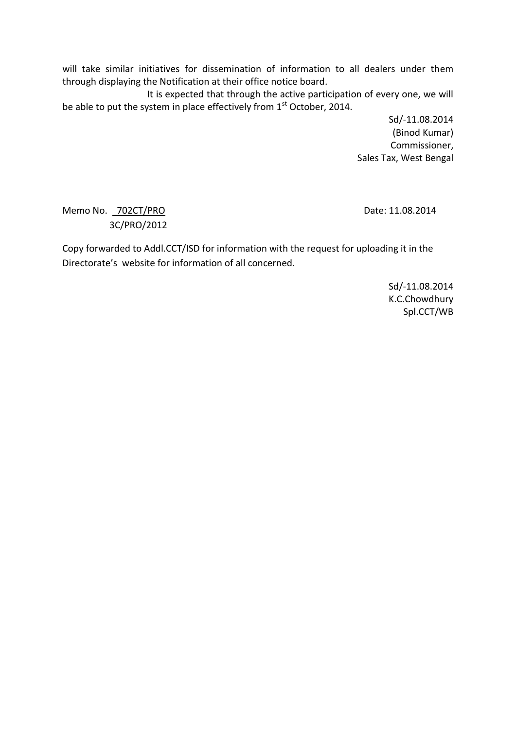will take similar initiatives for dissemination of information to all dealers under them through displaying the Notification at their office notice board.

It is expected that through the active participation of every one, we will be able to put the system in place effectively from 1st October, 2014.

Sd/-11.08.2014  
(Binod Kumar)  
Commissioner,  
Sales Tax, West Bengal

Memo No. 702CT/PRO  
3C/PRO/2012

Date: 11.08.2014

Copy forwarded to Addl.CCT/ISD for information with the request for uploading it in the Directorate's website for information of all concerned.

Sd/-11.08.2014  
K.C.Chowdhury  
Spl.CCT/WB